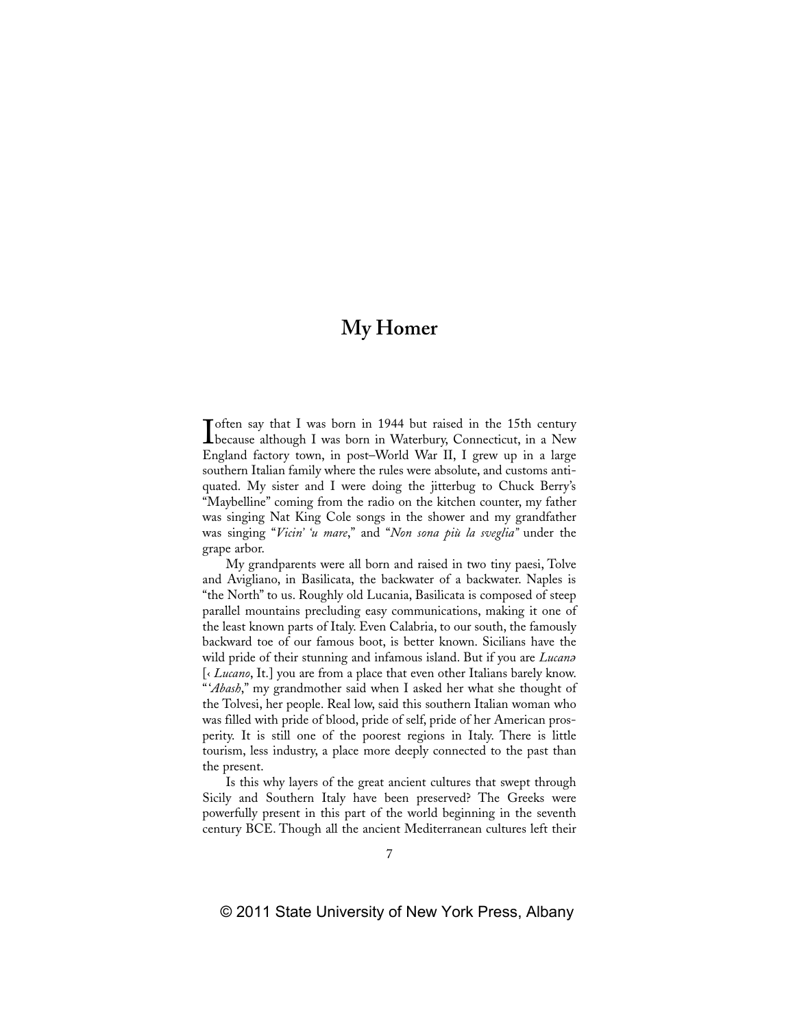# My Homer

I often say that I was born in 1944 but raised in the 15th century because although I was born in Waterbury, Connecticut, in a New England factory town, in post–World War II, I grew up in a large southern Italian family where the rules were absolute, and customs antiquated. My sister and I were doing the jitterbug to Chuck Berry's "Maybelline" coming from the radio on the kitchen counter, my father was singing Nat King Cole songs in the shower and my grandfather was singing "*Vicin' 'u mare*," and "*Non sona più la sveglia*" under the grape arbor.

My grandparents were all born and raised in two tiny paesi, Tolve and Avigliano, in Basilicata, the backwater of a backwater. Naples is "the North" to us. Roughly old Lucania, Basilicata is composed of steep parallel mountains precluding easy communications, making it one of the least known parts of Italy. Even Calabria, to our south, the famously backward toe of our famous boot, is better known. Sicilians have the wild pride of their stunning and infamous island. But if you are *Lucanə* [‹ *Lucano*, It.] you are from a place that even other Italians barely know. "'*Abash*," my grandmother said when I asked her what she thought of the Tolvesi, her people. Real low, said this southern Italian woman who was filled with pride of blood, pride of self, pride of her American prosperity. It is still one of the poorest regions in Italy. There is little tourism, less industry, a place more deeply connected to the past than the present.

Is this why layers of the great ancient cultures that swept through Sicily and Southern Italy have been preserved? The Greeks were powerfully present in this part of the world beginning in the seventh century BCE. Though all the ancient Mediterranean cultures left their

© 2011 State University of New York Press, Albany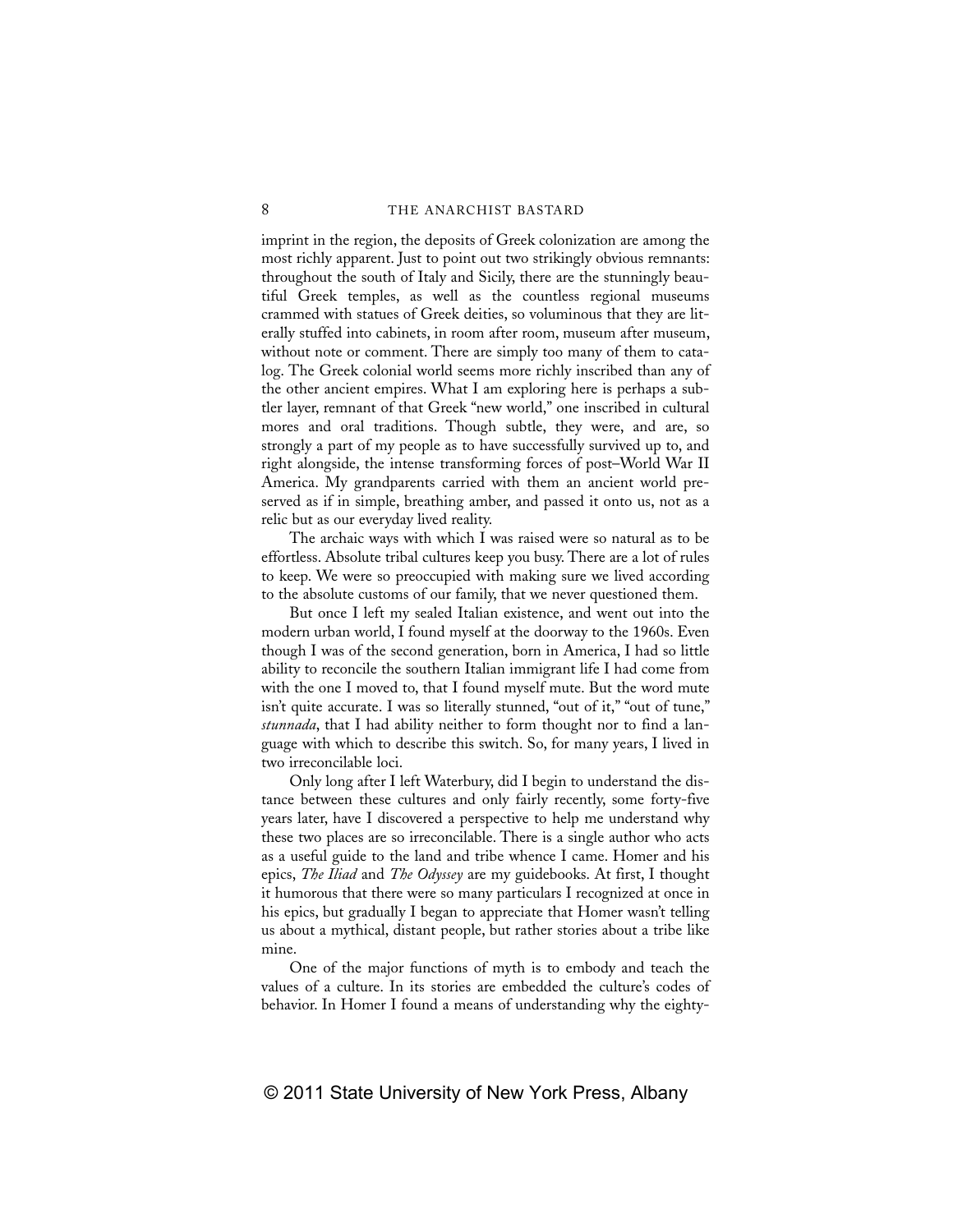imprint in the region, the deposits of Greek colonization are among the most richly apparent. Just to point out two strikingly obvious remnants: throughout the south of Italy and Sicily, there are the stunningly beautiful Greek temples, as well as the countless regional museums crammed with statues of Greek deities, so voluminous that they are literally stuffed into cabinets, in room after room, museum after museum, without note or comment. There are simply too many of them to catalog. The Greek colonial world seems more richly inscribed than any of the other ancient empires. What I am exploring here is perhaps a subtler layer, remnant of that Greek "new world," one inscribed in cultural mores and oral traditions. Though subtle, they were, and are, so strongly a part of my people as to have successfully survived up to, and right alongside, the intense transforming forces of post–World War II America. My grandparents carried with them an ancient world preserved as if in simple, breathing amber, and passed it onto us, not as a relic but as our everyday lived reality.

The archaic ways with which I was raised were so natural as to be effortless. Absolute tribal cultures keep you busy. There are a lot of rules to keep. We were so preoccupied with making sure we lived according to the absolute customs of our family, that we never questioned them.

But once I left my sealed Italian existence, and went out into the modern urban world, I found myself at the doorway to the 1960s. Even though I was of the second generation, born in America, I had so little ability to reconcile the southern Italian immigrant life I had come from with the one I moved to, that I found myself mute. But the word mute isn't quite accurate. I was so literally stunned, "out of it," "out of tune," *stunnada*, that I had ability neither to form thought nor to find a language with which to describe this switch. So, for many years, I lived in two irreconcilable loci.

Only long after I left Waterbury, did I begin to understand the distance between these cultures and only fairly recently, some forty-five years later, have I discovered a perspective to help me understand why these two places are so irreconcilable. There is a single author who acts as a useful guide to the land and tribe whence I came. Homer and his epics, *The Iliad* and *The Odyssey* are my guidebooks. At first, I thought it humorous that there were so many particulars I recognized at once in his epics, but gradually I began to appreciate that Homer wasn't telling us about a mythical, distant people, but rather stories about a tribe like mine.

One of the major functions of myth is to embody and teach the values of a culture. In its stories are embedded the culture's codes of behavior. In Homer I found a means of understanding why the eighty-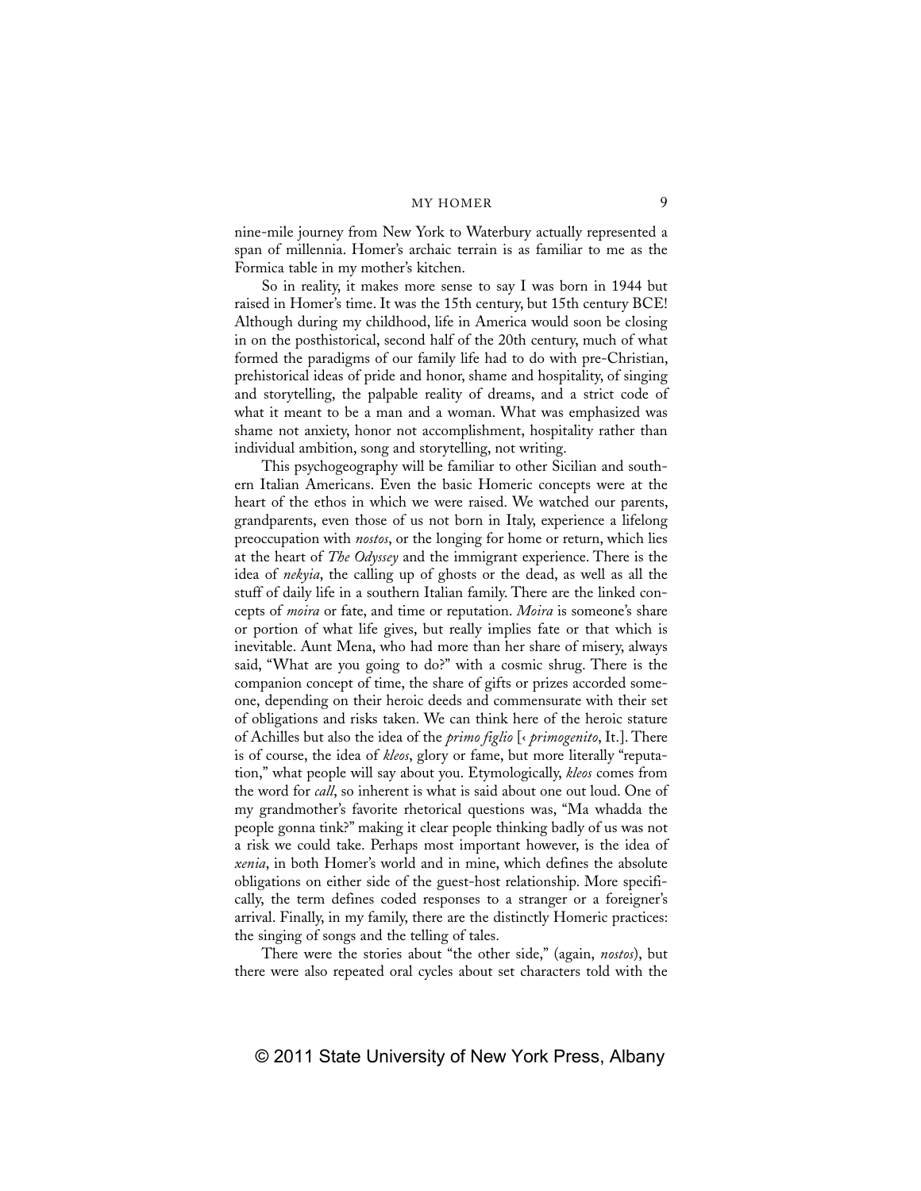nine-mile journey from New York to Waterbury actually represented a span of millennia. Homer's archaic terrain is as familiar to me as the Formica table in my mother's kitchen.

So in reality, it makes more sense to say I was born in 1944 but raised in Homer's time. It was the 15th century, but 15th century BCE! Although during my childhood, life in America would soon be closing in on the posthistorical, second half of the 20th century, much of what formed the paradigms of our family life had to do with pre-Christian, prehistorical ideas of pride and honor, shame and hospitality, of singing and storytelling, the palpable reality of dreams, and a strict code of what it meant to be a man and a woman. What was emphasized was shame not anxiety, honor not accomplishment, hospitality rather than individual ambition, song and storytelling, not writing.

This psychogeography will be familiar to other Sicilian and southern Italian Americans. Even the basic Homeric concepts were at the heart of the ethos in which we were raised. We watched our parents, grandparents, even those of us not born in Italy, experience a lifelong preoccupation with *nostos*, or the longing for home or return, which lies at the heart of *The Odyssey* and the immigrant experience. There is the idea of *nekyia*, the calling up of ghosts or the dead, as well as all the stuff of daily life in a southern Italian family. There are the linked concepts of *moira* or fate, and time or reputation. *Moira* is someone's share or portion of what life gives, but really implies fate or that which is inevitable. Aunt Mena, who had more than her share of misery, always said, "What are you going to do?" with a cosmic shrug. There is the companion concept of time, the share of gifts or prizes accorded someone, depending on their heroic deeds and commensurate with their set of obligations and risks taken. We can think here of the heroic stature of Achilles but also the idea of the *primo figlio* [‹ *primogenito*, It.]. There is of course, the idea of *kleos*, glory or fame, but more literally "reputation," what people will say about you. Etymologically, *kleos* comes from the word for *call*, so inherent is what is said about one out loud. One of my grandmother's favorite rhetorical questions was, "Ma whadda the people gonna tink?" making it clear people thinking badly of us was not a risk we could take. Perhaps most important however, is the idea of *xenia*, in both Homer's world and in mine, which defines the absolute obligations on either side of the guest-host relationship. More specifically, the term defines coded responses to a stranger or a foreigner's arrival. Finally, in my family, there are the distinctly Homeric practices: the singing of songs and the telling of tales.

There were the stories about "the other side," (again, *nostos*), but there were also repeated oral cycles about set characters told with the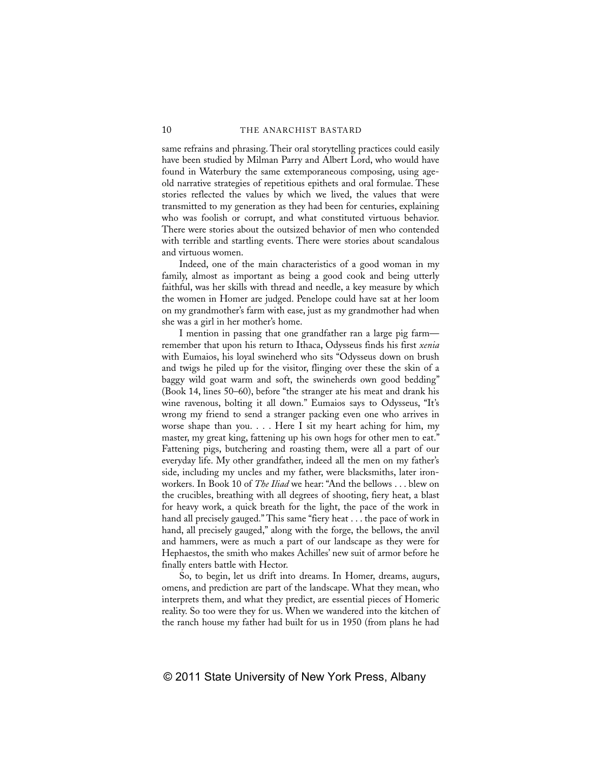same refrains and phrasing. Their oral storytelling practices could easily have been studied by Milman Parry and Albert Lord, who would have found in Waterbury the same extemporaneous composing, using age-old narrative strategies of repetitious epithets and oral formulae. These stories reflected the values by which we lived, the values that were transmitted to my generation as they had been for centuries, explaining who was foolish or corrupt, and what constituted virtuous behavior. There were stories about the outsized behavior of men who contended with terrible and startling events. There were stories about scandalous and virtuous women.

Indeed, one of the main characteristics of a good woman in my family, almost as important as being a good cook and being utterly faithful, was her skills with thread and needle, a key measure by which the women in Homer are judged. Penelope could have sat at her loom on my grandmother's farm with ease, just as my grandmother had when she was a girl in her mother's home.

I mention in passing that one grandfather ran a large pig farm—remember that upon his return to Ithaca, Odysseus finds his first *xenia* with Eumaios, his loyal swineherd who sits "Odysseus down on brush and twigs he piled up for the visitor, flinging over these the skin of a baggy wild goat warm and soft, the swineherds own good bedding" (Book 14, lines 50–60), before "the stranger ate his meat and drank his wine ravenous, bolting it all down." Eumaios says to Odysseus, "It's wrong my friend to send a stranger packing even one who arrives in worse shape than you. . . . Here I sit my heart aching for him, my master, my great king, fattening up his own hogs for other men to eat." Fattening pigs, butchering and roasting them, were all a part of our everyday life. My other grandfather, indeed all the men on my father's side, including my uncles and my father, were blacksmiths, later ironworkers. In Book 10 of *The Iliad* we hear: "And the bellows . . . blew on the crucibles, breathing with all degrees of shooting, fiery heat, a blast for heavy work, a quick breath for the light, the pace of the work in hand all precisely gauged." This same "fiery heat . . . the pace of work in hand, all precisely gauged," along with the forge, the bellows, the anvil and hammers, were as much a part of our landscape as they were for Hephaestos, the smith who makes Achilles' new suit of armor before he finally enters battle with Hector.

So, to begin, let us drift into dreams. In Homer, dreams, augurs, omens, and prediction are part of the landscape. What they mean, who interprets them, and what they predict, are essential pieces of Homeric reality. So too were they for us. When we wandered into the kitchen of the ranch house my father had built for us in 1950 (from plans he had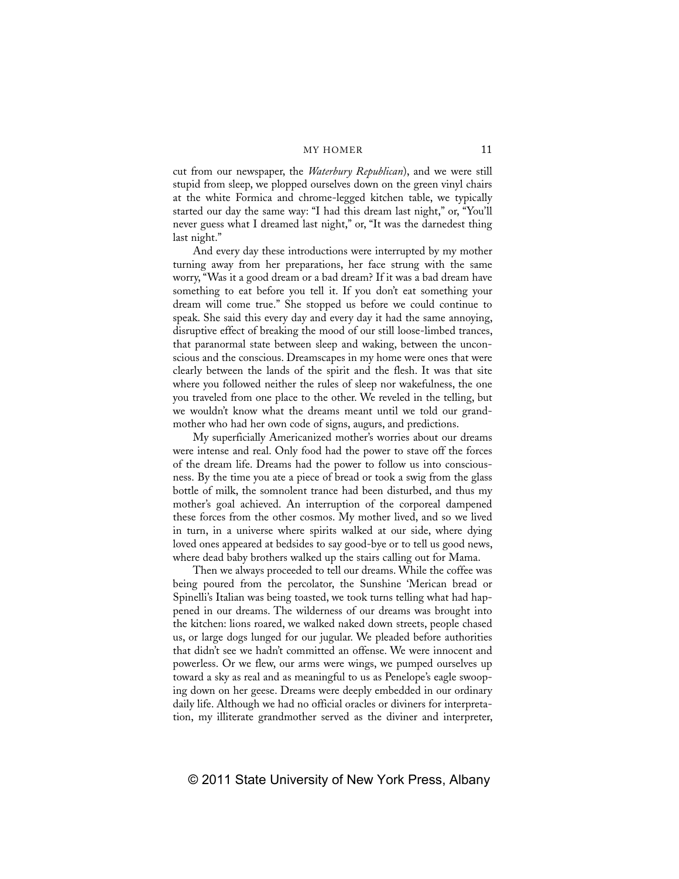cut from our newspaper, the *Waterbury Republican*), and we were still stupid from sleep, we plopped ourselves down on the green vinyl chairs at the white Formica and chrome-legged kitchen table, we typically started our day the same way: "I had this dream last night," or, "You'll never guess what I dreamed last night," or, "It was the darnedest thing last night."

And every day these introductions were interrupted by my mother turning away from her preparations, her face strung with the same worry, "Was it a good dream or a bad dream? If it was a bad dream have something to eat before you tell it. If you don't eat something your dream will come true." She stopped us before we could continue to speak. She said this every day and every day it had the same annoying, disruptive effect of breaking the mood of our still loose-limbed trances, that paranormal state between sleep and waking, between the unconscious and the conscious. Dreamscapes in my home were ones that were clearly between the lands of the spirit and the flesh. It was that site where you followed neither the rules of sleep nor wakefulness, the one you traveled from one place to the other. We reveled in the telling, but we wouldn't know what the dreams meant until we told our grandmother who had her own code of signs, augurs, and predictions.

My superficially Americanized mother's worries about our dreams were intense and real. Only food had the power to stave off the forces of the dream life. Dreams had the power to follow us into consciousness. By the time you ate a piece of bread or took a swig from the glass bottle of milk, the somnolent trance had been disturbed, and thus my mother's goal achieved. An interruption of the corporeal dampened these forces from the other cosmos. My mother lived, and so we lived in turn, in a universe where spirits walked at our side, where dying loved ones appeared at bedsides to say good-bye or to tell us good news, where dead baby brothers walked up the stairs calling out for Mama.

Then we always proceeded to tell our dreams. While the coffee was being poured from the percolator, the Sunshine 'Merican bread or Spinelli's Italian was being toasted, we took turns telling what had happened in our dreams. The wilderness of our dreams was brought into the kitchen: lions roared, we walked naked down streets, people chased us, or large dogs lunged for our jugular. We pleaded before authorities that didn't see we hadn't committed an offense. We were innocent and powerless. Or we flew, our arms were wings, we pumped ourselves up toward a sky as real and as meaningful to us as Penelope's eagle swooping down on her geese. Dreams were deeply embedded in our ordinary daily life. Although we had no official oracles or diviners for interpretation, my illiterate grandmother served as the diviner and interpreter,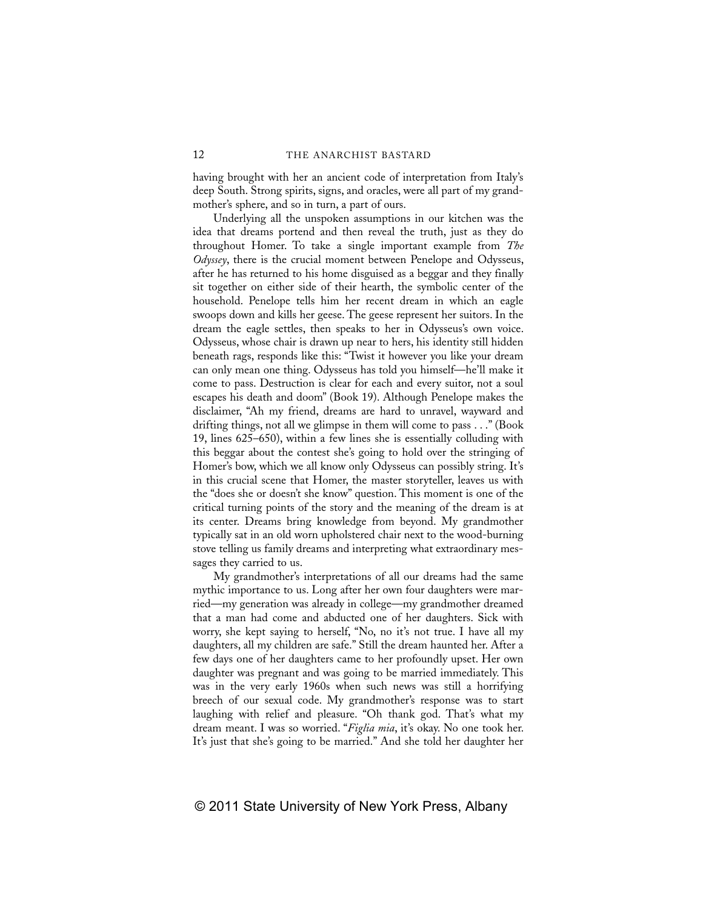having brought with her an ancient code of interpretation from Italy's deep South. Strong spirits, signs, and oracles, were all part of my grandmother's sphere, and so in turn, a part of ours.

Underlying all the unspoken assumptions in our kitchen was the idea that dreams portend and then reveal the truth, just as they do throughout Homer. To take a single important example from *The Odyssey*, there is the crucial moment between Penelope and Odysseus, after he has returned to his home disguised as a beggar and they finally sit together on either side of their hearth, the symbolic center of the household. Penelope tells him her recent dream in which an eagle swoops down and kills her geese. The geese represent her suitors. In the dream the eagle settles, then speaks to her in Odysseus's own voice. Odysseus, whose chair is drawn up near to hers, his identity still hidden beneath rags, responds like this: "Twist it however you like your dream can only mean one thing. Odysseus has told you himself—he'll make it come to pass. Destruction is clear for each and every suitor, not a soul escapes his death and doom" (Book 19). Although Penelope makes the disclaimer, "Ah my friend, dreams are hard to unravel, wayward and drifting things, not all we glimpse in them will come to pass . . ." (Book 19, lines 625–650), within a few lines she is essentially colluding with this beggar about the contest she's going to hold over the stringing of Homer's bow, which we all know only Odysseus can possibly string. It's in this crucial scene that Homer, the master storyteller, leaves us with the "does she or doesn't she know" question. This moment is one of the critical turning points of the story and the meaning of the dream is at its center. Dreams bring knowledge from beyond. My grandmother typically sat in an old worn upholstered chair next to the wood-burning stove telling us family dreams and interpreting what extraordinary messages they carried to us.

My grandmother's interpretations of all our dreams had the same mythic importance to us. Long after her own four daughters were married—my generation was already in college—my grandmother dreamed that a man had come and abducted one of her daughters. Sick with worry, she kept saying to herself, "No, no it's not true. I have all my daughters, all my children are safe." Still the dream haunted her. After a few days one of her daughters came to her profoundly upset. Her own daughter was pregnant and was going to be married immediately. This was in the very early 1960s when such news was still a horrifying breech of our sexual code. My grandmother's response was to start laughing with relief and pleasure. "Oh thank god. That's what my dream meant. I was so worried. "*Figlia mia*, it's okay. No one took her. It's just that she's going to be married." And she told her daughter her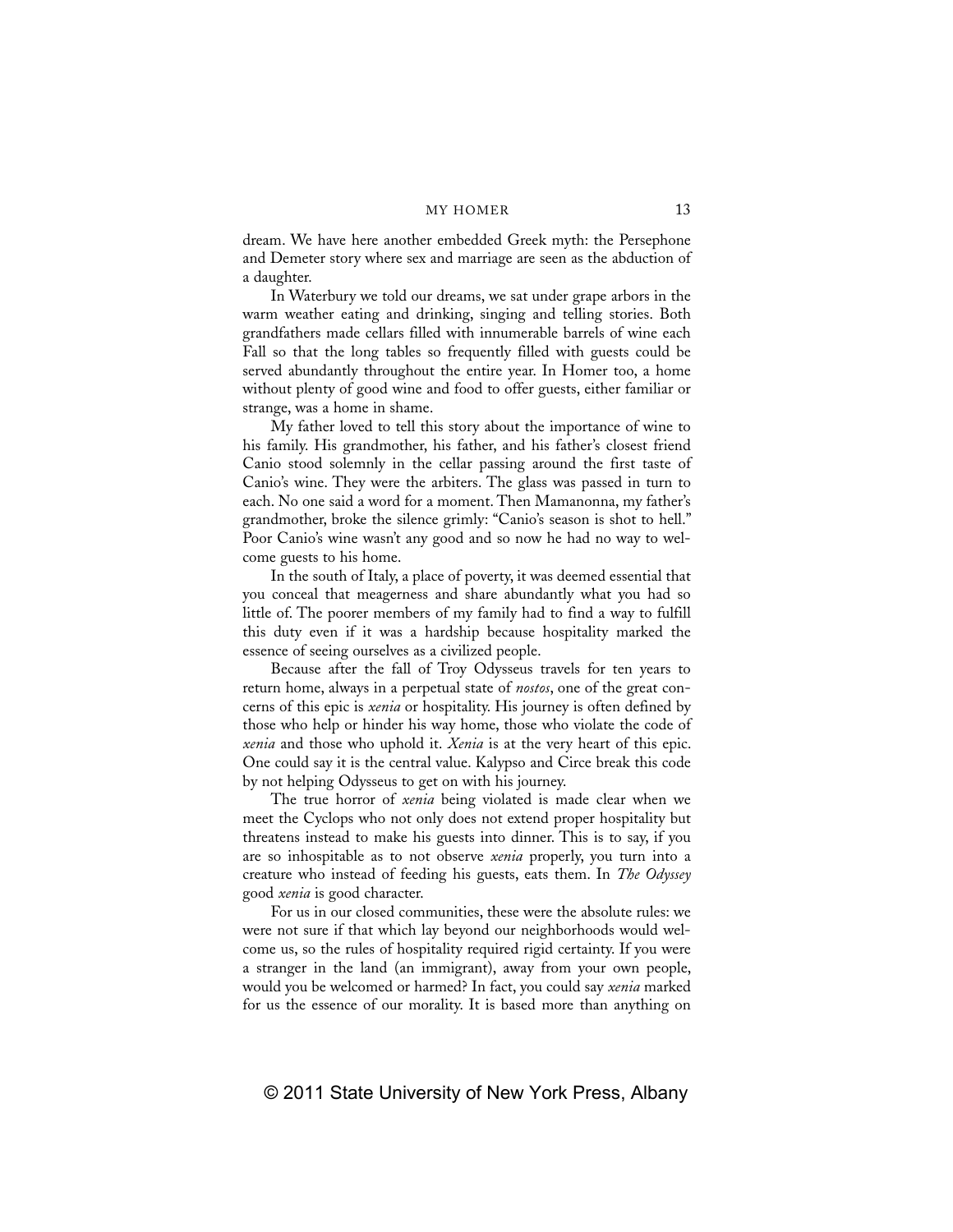dream. We have here another embedded Greek myth: the Persephone and Demeter story where sex and marriage are seen as the abduction of a daughter.

In Waterbury we told our dreams, we sat under grape arbors in the warm weather eating and drinking, singing and telling stories. Both grandfathers made cellars filled with innumerable barrels of wine each Fall so that the long tables so frequently filled with guests could be served abundantly throughout the entire year. In Homer too, a home without plenty of good wine and food to offer guests, either familiar or strange, was a home in shame.

My father loved to tell this story about the importance of wine to his family. His grandmother, his father, and his father's closest friend Canio stood solemnly in the cellar passing around the first taste of Canio's wine. They were the arbiters. The glass was passed in turn to each. No one said a word for a moment. Then Mamanonna, my father's grandmother, broke the silence grimly: "Canio's season is shot to hell." Poor Canio's wine wasn't any good and so now he had no way to welcome guests to his home.

In the south of Italy, a place of poverty, it was deemed essential that you conceal that meagerness and share abundantly what you had so little of. The poorer members of my family had to find a way to fulfill this duty even if it was a hardship because hospitality marked the essence of seeing ourselves as a civilized people.

Because after the fall of Troy Odysseus travels for ten years to return home, always in a perpetual state of *nostos*, one of the great concerns of this epic is *xenia* or hospitality. His journey is often defined by those who help or hinder his way home, those who violate the code of *xenia* and those who uphold it. *Xenia* is at the very heart of this epic. One could say it is the central value. Kalypso and Circe break this code by not helping Odysseus to get on with his journey.

The true horror of *xenia* being violated is made clear when we meet the Cyclops who not only does not extend proper hospitality but threatens instead to make his guests into dinner. This is to say, if you are so inhospitable as to not observe *xenia* properly, you turn into a creature who instead of feeding his guests, eats them. In *The Odyssey* good *xenia* is good character.

For us in our closed communities, these were the absolute rules: we were not sure if that which lay beyond our neighborhoods would welcome us, so the rules of hospitality required rigid certainty. If you were a stranger in the land (an immigrant), away from your own people, would you be welcomed or harmed? In fact, you could say *xenia* marked for us the essence of our morality. It is based more than anything on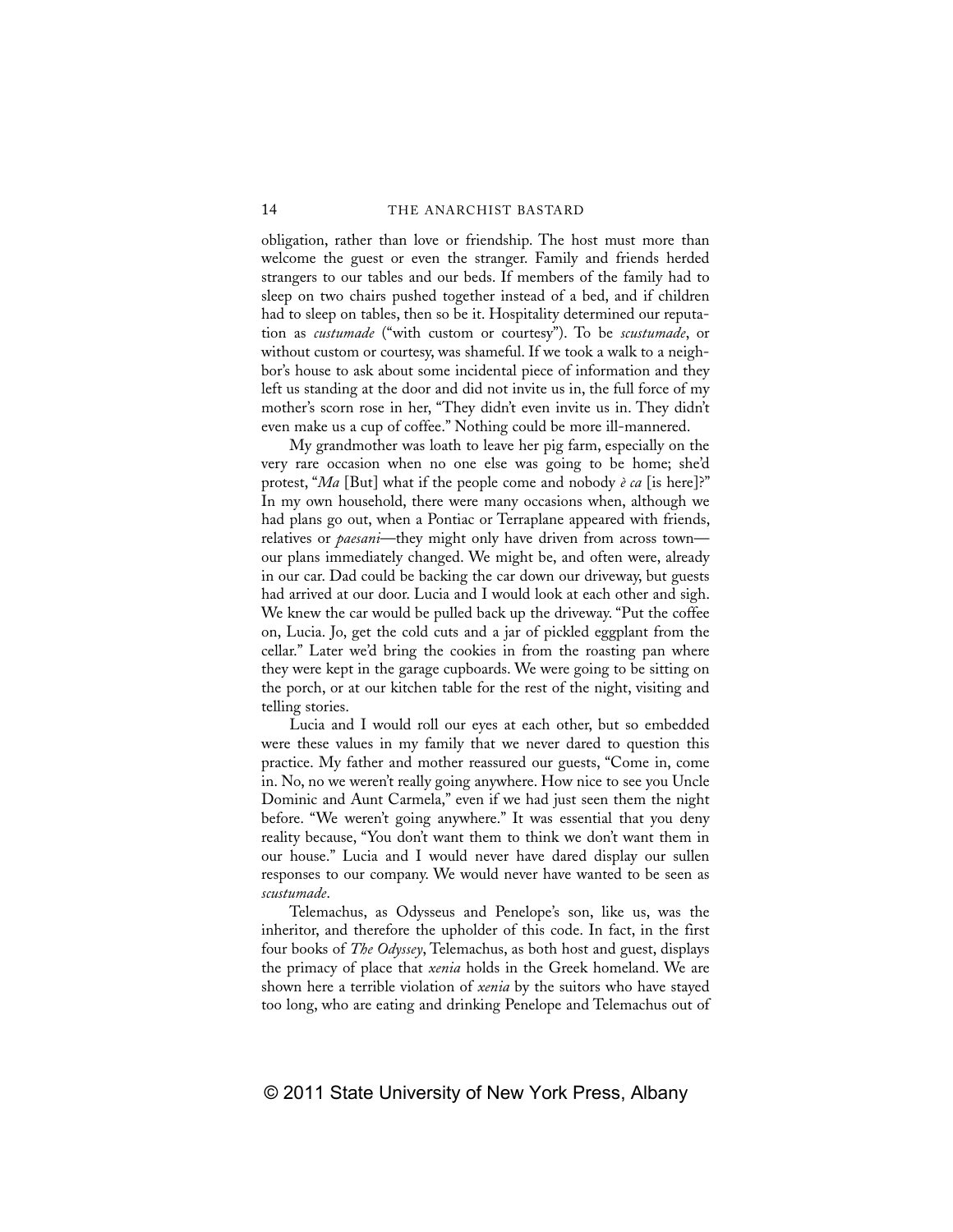obligation, rather than love or friendship. The host must more than welcome the guest or even the stranger. Family and friends herded strangers to our tables and our beds. If members of the family had to sleep on two chairs pushed together instead of a bed, and if children had to sleep on tables, then so be it. Hospitality determined our reputation as *custumade* ("with custom or courtesy"). To be *scustumade*, or without custom or courtesy, was shameful. If we took a walk to a neighbor's house to ask about some incidental piece of information and they left us standing at the door and did not invite us in, the full force of my mother's scorn rose in her, "They didn't even invite us in. They didn't even make us a cup of coffee." Nothing could be more ill-mannered.

My grandmother was loath to leave her pig farm, especially on the very rare occasion when no one else was going to be home; she'd protest, "*Ma* [But] what if the people come and nobody *è ca* [is here]?" In my own household, there were many occasions when, although we had plans go out, when a Pontiac or Terraplane appeared with friends, relatives or *paesani*—they might only have driven from across town—our plans immediately changed. We might be, and often were, already in our car. Dad could be backing the car down our driveway, but guests had arrived at our door. Lucia and I would look at each other and sigh. We knew the car would be pulled back up the driveway. "Put the coffee on, Lucia. Jo, get the cold cuts and a jar of pickled eggplant from the cellar." Later we'd bring the cookies in from the roasting pan where they were kept in the garage cupboards. We were going to be sitting on the porch, or at our kitchen table for the rest of the night, visiting and telling stories.

Lucia and I would roll our eyes at each other, but so embedded were these values in my family that we never dared to question this practice. My father and mother reassured our guests, "Come in, come in. No, no we weren't really going anywhere. How nice to see you Uncle Dominic and Aunt Carmela," even if we had just seen them the night before. "We weren't going anywhere." It was essential that you deny reality because, "You don't want them to think we don't want them in our house." Lucia and I would never have dared display our sullen responses to our company. We would never have wanted to be seen as *scustumade*.

Telemachus, as Odysseus and Penelope's son, like us, was the inheritor, and therefore the upholder of this code. In fact, in the first four books of *The Odyssey*, Telemachus, as both host and guest, displays the primacy of place that *xenia* holds in the Greek homeland. We are shown here a terrible violation of *xenia* by the suitors who have stayed too long, who are eating and drinking Penelope and Telemachus out of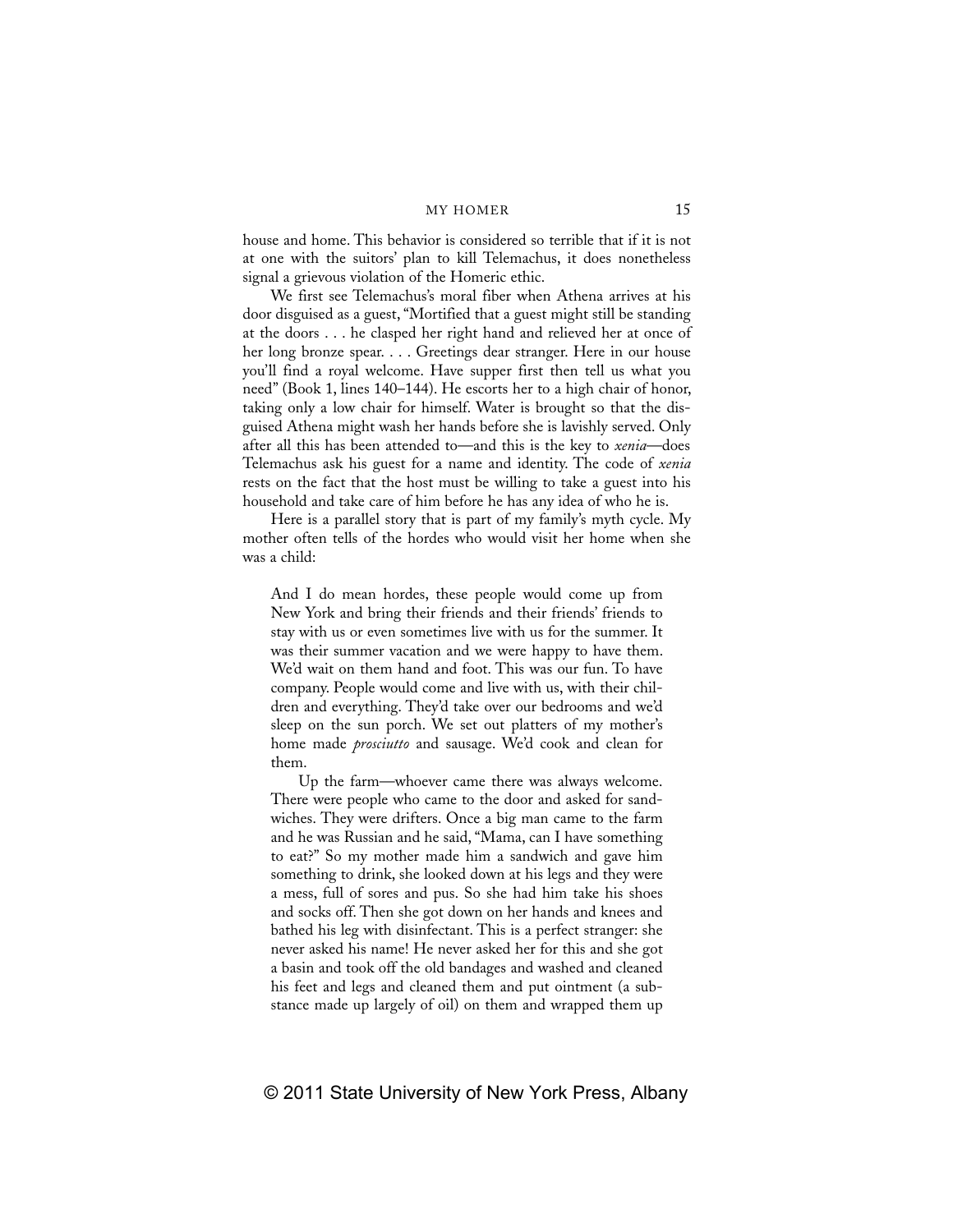house and home. This behavior is considered so terrible that if it is not at one with the suitors' plan to kill Telemachus, it does nonetheless signal a grievous violation of the Homeric ethic.

We first see Telemachus's moral fiber when Athena arrives at his door disguised as a guest, "Mortified that a guest might still be standing at the doors . . . he clasped her right hand and relieved her at once of her long bronze spear. . . . Greetings dear stranger. Here in our house you'll find a royal welcome. Have supper first then tell us what you need" (Book 1, lines 140–144). He escorts her to a high chair of honor, taking only a low chair for himself. Water is brought so that the disguised Athena might wash her hands before she is lavishly served. Only after all this has been attended to—and this is the key to *xenia*—does Telemachus ask his guest for a name and identity. The code of *xenia* rests on the fact that the host must be willing to take a guest into his household and take care of him before he has any idea of who he is.

Here is a parallel story that is part of my family's myth cycle. My mother often tells of the hordes who would visit her home when she was a child:

> And I do mean hordes, these people would come up from New York and bring their friends and their friends' friends to stay with us or even sometimes live with us for the summer. It was their summer vacation and we were happy to have them. We'd wait on them hand and foot. This was our fun. To have company. People would come and live with us, with their children and everything. They'd take over our bedrooms and we'd sleep on the sun porch. We set out platters of my mother's home made *prosciutto* and sausage. We'd cook and clean for them.
>
> Up the farm—whoever came there was always welcome. There were people who came to the door and asked for sandwiches. They were drifters. Once a big man came to the farm and he was Russian and he said, "Mama, can I have something to eat?" So my mother made him a sandwich and gave him something to drink, she looked down at his legs and they were a mess, full of sores and pus. So she had him take his shoes and socks off. Then she got down on her hands and knees and bathed his leg with disinfectant. This is a perfect stranger: she never asked his name! He never asked her for this and she got a basin and took off the old bandages and washed and cleaned his feet and legs and cleaned them and put ointment (a substance made up largely of oil) on them and wrapped them up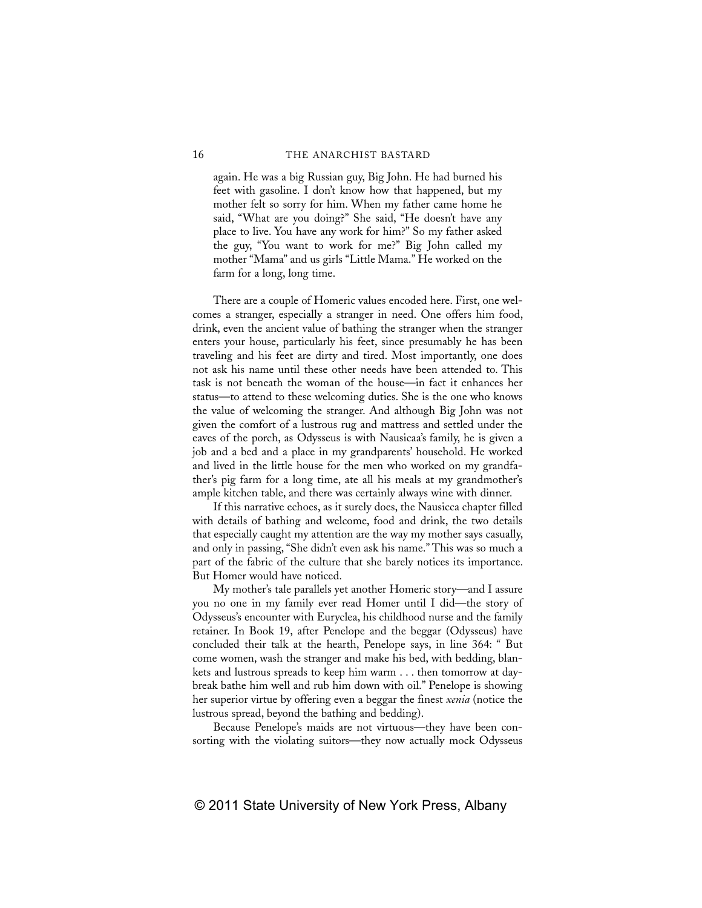> again. He was a big Russian guy, Big John. He had burned his feet with gasoline. I don't know how that happened, but my mother felt so sorry for him. When my father came home he said, "What are you doing?" She said, "He doesn't have any place to live. You have any work for him?" So my father asked the guy, "You want to work for me?" Big John called my mother "Mama" and us girls "Little Mama." He worked on the farm for a long, long time.

There are a couple of Homeric values encoded here. First, one welcomes a stranger, especially a stranger in need. One offers him food, drink, even the ancient value of bathing the stranger when the stranger enters your house, particularly his feet, since presumably he has been traveling and his feet are dirty and tired. Most importantly, one does not ask his name until these other needs have been attended to. This task is not beneath the woman of the house—in fact it enhances her status—to attend to these welcoming duties. She is the one who knows the value of welcoming the stranger. And although Big John was not given the comfort of a lustrous rug and mattress and settled under the eaves of the porch, as Odysseus is with Nausicaa's family, he is given a job and a bed and a place in my grandparents' household. He worked and lived in the little house for the men who worked on my grandfather's pig farm for a long time, ate all his meals at my grandmother's ample kitchen table, and there was certainly always wine with dinner.

If this narrative echoes, as it surely does, the Nausicca chapter filled with details of bathing and welcome, food and drink, the two details that especially caught my attention are the way my mother says casually, and only in passing, "She didn't even ask his name." This was so much a part of the fabric of the culture that she barely notices its importance. But Homer would have noticed.

My mother's tale parallels yet another Homeric story—and I assure you no one in my family ever read Homer until I did—the story of Odysseus's encounter with Euryclea, his childhood nurse and the family retainer. In Book 19, after Penelope and the beggar (Odysseus) have concluded their talk at the hearth, Penelope says, in line 364: " But come women, wash the stranger and make his bed, with bedding, blankets and lustrous spreads to keep him warm . . . then tomorrow at daybreak bathe him well and rub him down with oil." Penelope is showing her superior virtue by offering even a beggar the finest *xenia* (notice the lustrous spread, beyond the bathing and bedding).

Because Penelope's maids are not virtuous—they have been consorting with the violating suitors—they now actually mock Odysseus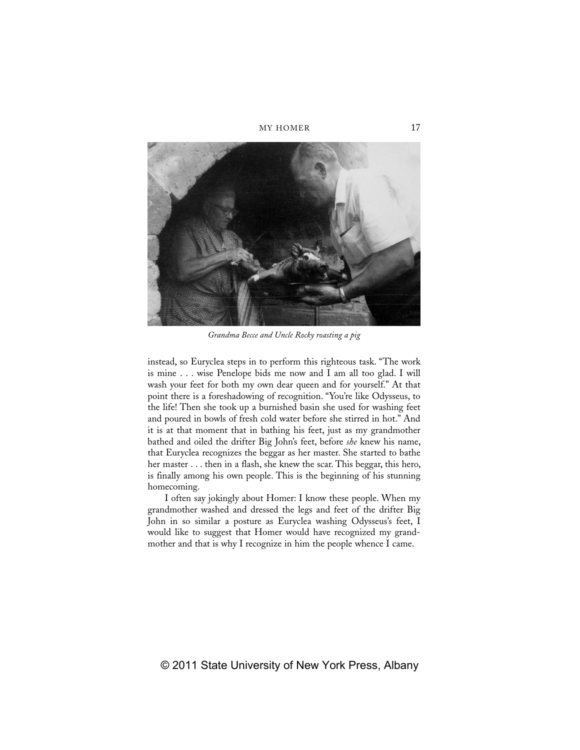*Grandma Becce and Uncle Rocky roasting a pig*

instead, so Euryclea steps in to perform this righteous task. "The work is mine . . . wise Penelope bids me now and I am all too glad. I will wash your feet for both my own dear queen and for yourself." At that point there is a foreshadowing of recognition. "You're like Odysseus, to the life! Then she took up a burnished basin she used for washing feet and poured in bowls of fresh cold water before she stirred in hot." And it is at that moment that in bathing his feet, just as my grandmother bathed and oiled the drifter Big John's feet, before *she* knew his name, that Euryclea recognizes the beggar as her master. She started to bathe her master . . . then in a flash, she knew the scar. This beggar, this hero, is finally among his own people. This is the beginning of his stunning homecoming.

I often say jokingly about Homer: I know these people. When my grandmother washed and dressed the legs and feet of the drifter Big John in so similar a posture as Euryclea washing Odysseus's feet, I would like to suggest that Homer would have recognized my grandmother and that is why I recognize in him the people whence I came.

© 2011 State University of New York Press, Albany